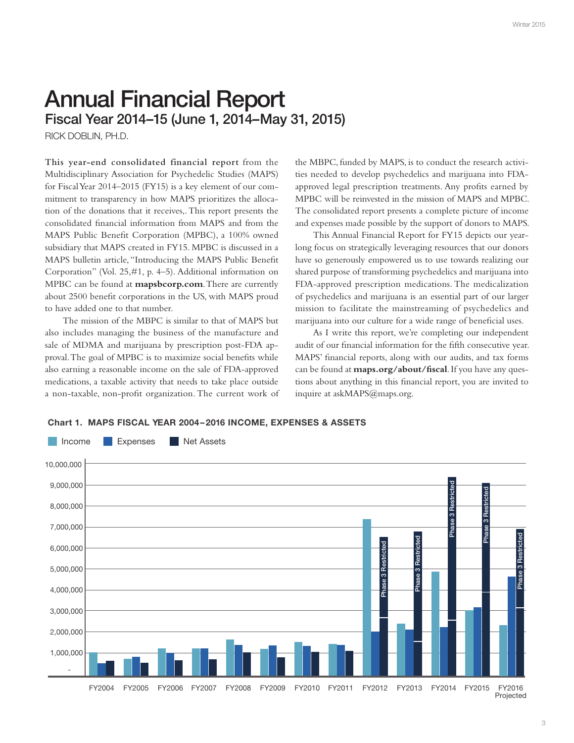# Annual Financial Report

## Fiscal Year 2014–15 (June 1, 2014–May 31, 2015)

RICK DOBLIN, PH.D.

**This year-end consolidated financial report** from the Multidisciplinary Association for Psychedelic Studies (MAPS) for Fiscal Year 2014–2015 (FY15) is a key element of our commitment to transparency in how MAPS prioritizes the allocation of the donations that it receives,. This report presents the consolidated financial information from MAPS and from the MAPS Public Benefit Corporation (MPBC), a 100% owned subsidiary that MAPS created in FY15. MPBC is discussed in a MAPS bulletin article, "Introducing the MAPS Public Benefit Corporation" (Vol. 25,#1, p. 4–5). Additional information on MPBC can be found at **mapsbcorp.com**. There are currently about 2500 benefit corporations in the US, with MAPS proud to have added one to that number.

The mission of the MBPC is similar to that of MAPS but also includes managing the business of the manufacture and sale of MDMA and marijuana by prescription post-FDA approval. The goal of MPBC is to maximize social benefits while also earning a reasonable income on the sale of FDA-approved medications, a taxable activity that needs to take place outside a non-taxable, non-profit organization. The current work of the MBPC, funded by MAPS, is to conduct the research activities needed to develop psychedelics and marijuana into FDA-approved legal prescription treatments. Any profits earned by MPBC will be reinvested in the mission of MAPS and MPBC. The consolidated report presents a complete picture of income and expenses made possible by the support of donors to MAPS.

This Annual Financial Report for FY15 depicts our year-long focus on strategically leveraging resources that our donors have so generously empowered us to use towards realizing our shared purpose of transforming psychedelics and marijuana into FDA-approved prescription medications. The medicalization of psychedelics and marijuana is an essential part of our larger mission to facilitate the mainstreaming of psychedelics and marijuana into our culture for a wide range of beneficial uses.

As I write this report, we're completing our independent audit of our financial information for the fifth consecutive year. MAPS' financial reports, along with our audits, and tax forms can be found at **maps.org/about/fiscal**. If you have any questions about anything in this financial report, you are invited to inquire at askMAPS@maps.org.

**Chart 1. MAPS FISCAL YEAR 2004–2016 INCOME, EXPENSES & ASSETS**

Legend: Income, Expenses, Net Assets

Y-axis: - to 10,000,000. X-axis: FY2004, FY2005, FY2006, FY2007, FY2008, FY2009, FY2010, FY2011, FY2012, FY2013, FY2014, FY2015, FY2016 Projected. Net Assets bars for FY2012–FY2016 are labeled "Phase 3 Restricted".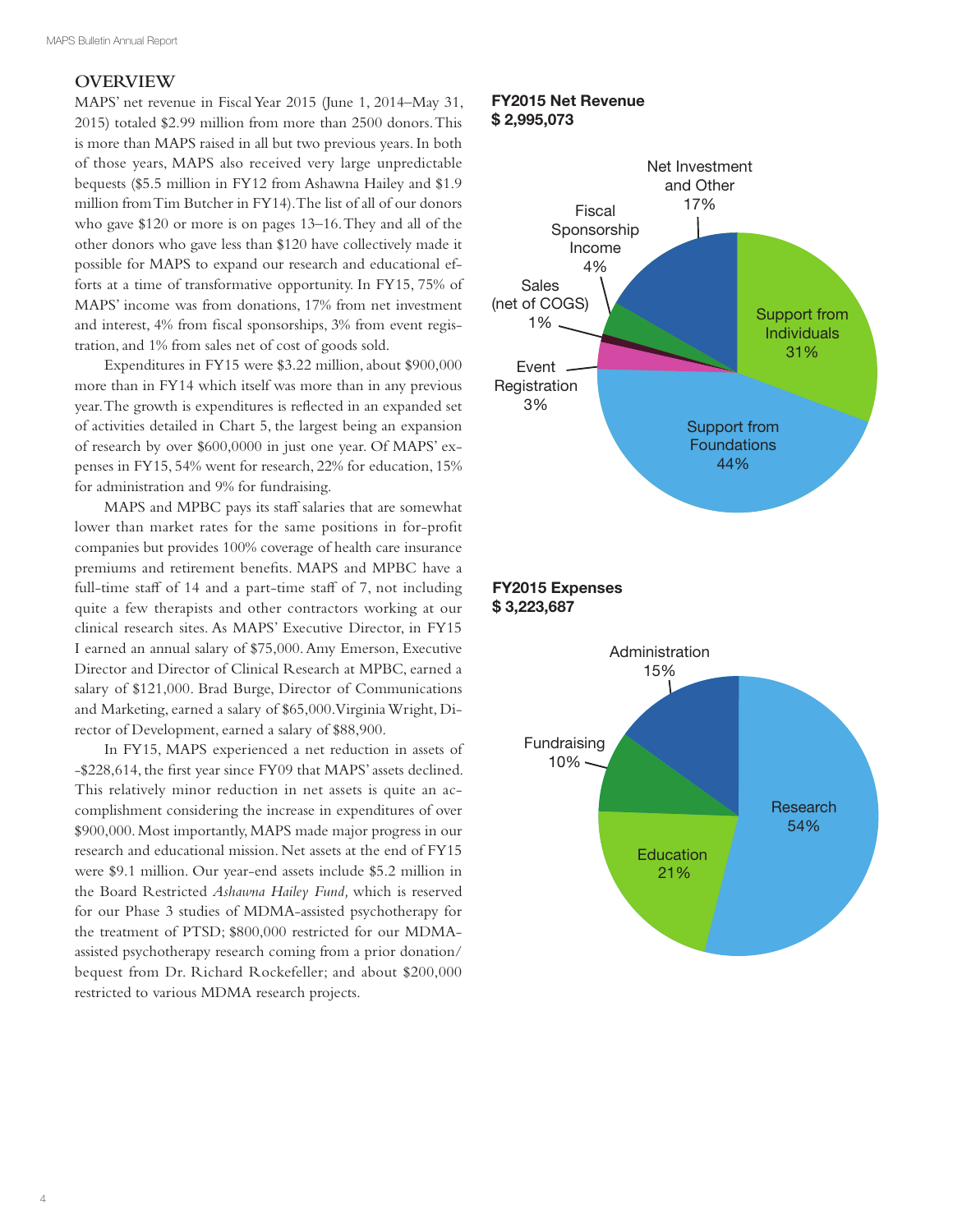## OVERVIEW

MAPS' net revenue in Fiscal Year 2015 (June 1, 2014–May 31, 2015) totaled $2.99 million from more than 2500 donors. This is more than MAPS raised in all but two previous years. In both of those years, MAPS also received very large unpredictable bequests ($5.5 million in FY12 from Ashawna Hailey and $1.9 million from Tim Butcher in FY14). The list of all of our donors who gave $120 or more is on pages 13–16. They and all of the other donors who gave less than $120 have collectively made it possible for MAPS to expand our research and educational efforts at a time of transformative opportunity. In FY15, 75% of MAPS' income was from donations, 17% from net investment and interest, 4% from fiscal sponsorships, 3% from event registration, and 1% from sales net of cost of goods sold.

Expenditures in FY15 were $3.22 million, about $900,000 more than in FY14 which itself was more than in any previous year. The growth is expenditures is reflected in an expanded set of activities detailed in Chart 5, the largest being an expansion of research by over $600,0000 in just one year. Of MAPS' expenses in FY15, 54% went for research, 22% for education, 15% for administration and 9% for fundraising.

MAPS and MPBC pays its staff salaries that are somewhat lower than market rates for the same positions in for-profit companies but provides 100% coverage of health care insurance premiums and retirement benefits. MAPS and MPBC have a full-time staff of 14 and a part-time staff of 7, not including quite a few therapists and other contractors working at our clinical research sites. As MAPS' Executive Director, in FY15 I earned an annual salary of $75,000. Amy Emerson, Executive Director and Director of Clinical Research at MPBC, earned a salary of $121,000. Brad Burge, Director of Communications and Marketing, earned a salary of $65,000. Virginia Wright, Director of Development, earned a salary of $88,900.

In FY15, MAPS experienced a net reduction in assets of -$228,614, the first year since FY09 that MAPS' assets declined. This relatively minor reduction in net assets is quite an accomplishment considering the increase in expenditures of over $900,000. Most importantly, MAPS made major progress in our research and educational mission. Net assets at the end of FY15 were $9.1 million. Our year-end assets include $5.2 million in the Board Restricted *Ashawna Hailey Fund,* which is reserved for our Phase 3 studies of MDMA-assisted psychotherapy for the treatment of PTSD; $800,000 restricted for our MDMA-assisted psychotherapy research coming from a prior donation/bequest from Dr. Richard Rockefeller; and about $200,000 restricted to various MDMA research projects.

**FY2015 Net Revenue**
**$ 2,995,073**

| Category | Share |
|---|---|
| Support from Individuals | 31% |
| Support from Foundations | 44% |
| Event Registration | 3% |
| Sales (net of COGS) | 1% |
| Fiscal Sponsorship Income | 4% |
| Net Investment and Other | 17% |

**FY2015 Expenses**
**$ 3,223,687**

| Category | Share |
|---|---|
| Research | 54% |
| Education | 21% |
| Fundraising | 10% |
| Administration | 15% |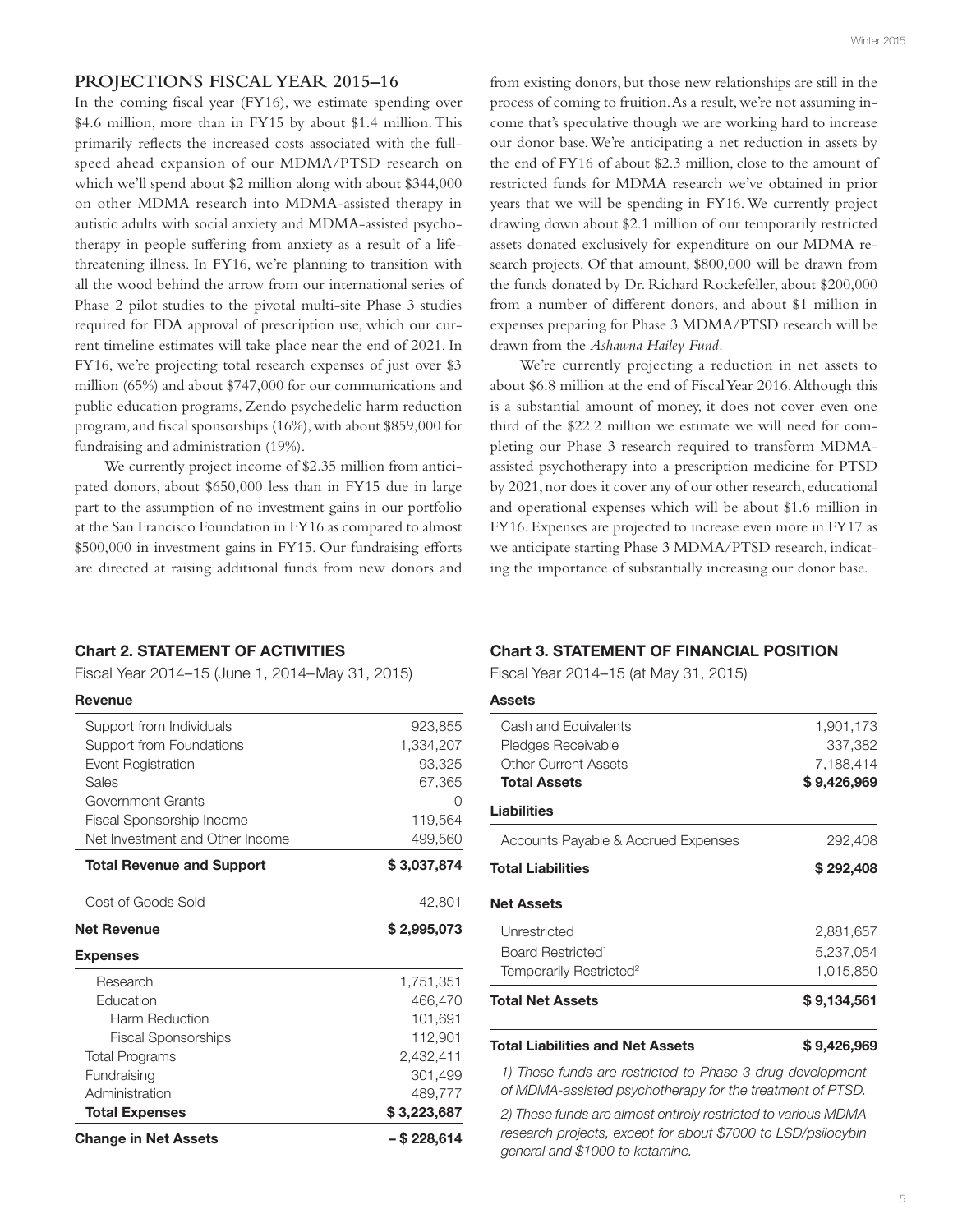## PROJECTIONS FISCAL YEAR 2015–16

In the coming fiscal year (FY16), we estimate spending over $4.6 million, more than in FY15 by about $1.4 million. This primarily reflects the increased costs associated with the full-speed ahead expansion of our MDMA/PTSD research on which we'll spend about $2 million along with about $344,000 on other MDMA research into MDMA-assisted therapy in autistic adults with social anxiety and MDMA-assisted psychotherapy in people suffering from anxiety as a result of a life-threatening illness. In FY16, we're planning to transition with all the wood behind the arrow from our international series of Phase 2 pilot studies to the pivotal multi-site Phase 3 studies required for FDA approval of prescription use, which our current timeline estimates will take place near the end of 2021. In FY16, we're projecting total research expenses of just over $3 million (65%) and about $747,000 for our communications and public education programs, Zendo psychedelic harm reduction program, and fiscal sponsorships (16%), with about $859,000 for fundraising and administration (19%).

We currently project income of $2.35 million from anticipated donors, about $650,000 less than in FY15 due in large part to the assumption of no investment gains in our portfolio at the San Francisco Foundation in FY16 as compared to almost $500,000 in investment gains in FY15. Our fundraising efforts are directed at raising additional funds from new donors and from existing donors, but those new relationships are still in the process of coming to fruition. As a result, we're not assuming income that's speculative though we are working hard to increase our donor base. We're anticipating a net reduction in assets by the end of FY16 of about $2.3 million, close to the amount of restricted funds for MDMA research we've obtained in prior years that we will be spending in FY16. We currently project drawing down about $2.1 million of our temporarily restricted assets donated exclusively for expenditure on our MDMA research projects. Of that amount, $800,000 will be drawn from the funds donated by Dr. Richard Rockefeller, about $200,000 from a number of different donors, and about $1 million in expenses preparing for Phase 3 MDMA/PTSD research will be drawn from the *Ashawna Hailey Fund*.

We're currently projecting a reduction in net assets to about $6.8 million at the end of Fiscal Year 2016. Although this is a substantial amount of money, it does not cover even one third of the $22.2 million we estimate we will need for completing our Phase 3 research required to transform MDMA-assisted psychotherapy into a prescription medicine for PTSD by 2021, nor does it cover any of our other research, educational and operational expenses which will be about $1.6 million in FY16. Expenses are projected to increase even more in FY17 as we anticipate starting Phase 3 MDMA/PTSD research, indicating the importance of substantially increasing our donor base.

### Chart 2. STATEMENT OF ACTIVITIES

Fiscal Year 2014–15 (June 1, 2014–May 31, 2015)

| **Revenue** | |
|---|---|
| Support from Individuals | 923,855 |
| Support from Foundations | 1,334,207 |
| Event Registration | 93,325 |
| Sales | 67,365 |
| Government Grants | 0 |
| Fiscal Sponsorship Income | 119,564 |
| Net Investment and Other Income | 499,560 |
| **Total Revenue and Support** | **$ 3,037,874** |
| Cost of Goods Sold | 42,801 |
| **Net Revenue** | **$ 2,995,073** |
| **Expenses** | |
| Research | 1,751,351 |
| Education | 466,470 |
| Harm Reduction | 101,691 |
| Fiscal Sponsorships | 112,901 |
| Total Programs | 2,432,411 |
| Fundraising | 301,499 |
| Administration | 489,777 |
| **Total Expenses** | **$ 3,223,687** |
| **Change in Net Assets** | **– $ 228,614** |

### Chart 3. STATEMENT OF FINANCIAL POSITION

Fiscal Year 2014–15 (at May 31, 2015)

| **Assets** | |
|---|---|
| Cash and Equivalents | 1,901,173 |
| Pledges Receivable | 337,382 |
| Other Current Assets | 7,188,414 |
| **Total Assets** | **$ 9,426,969** |
| **Liabilities** | |
| Accounts Payable & Accrued Expenses | 292,408 |
| **Total Liabilities** | **$ 292,408** |
| **Net Assets** | |
| Unrestricted | 2,881,657 |
| Board Restricted[1] | 5,237,054 |
| Temporarily Restricted[2] | 1,015,850 |
| **Total Net Assets** | **$ 9,134,561** |
| **Total Liabilities and Net Assets** | **$ 9,426,969** |

*1) These funds are restricted to Phase 3 drug development of MDMA-assisted psychotherapy for the treatment of PTSD.*

*2) These funds are almost entirely restricted to various MDMA research projects, except for about $7000 to LSD/psilocybin general and $1000 to ketamine.*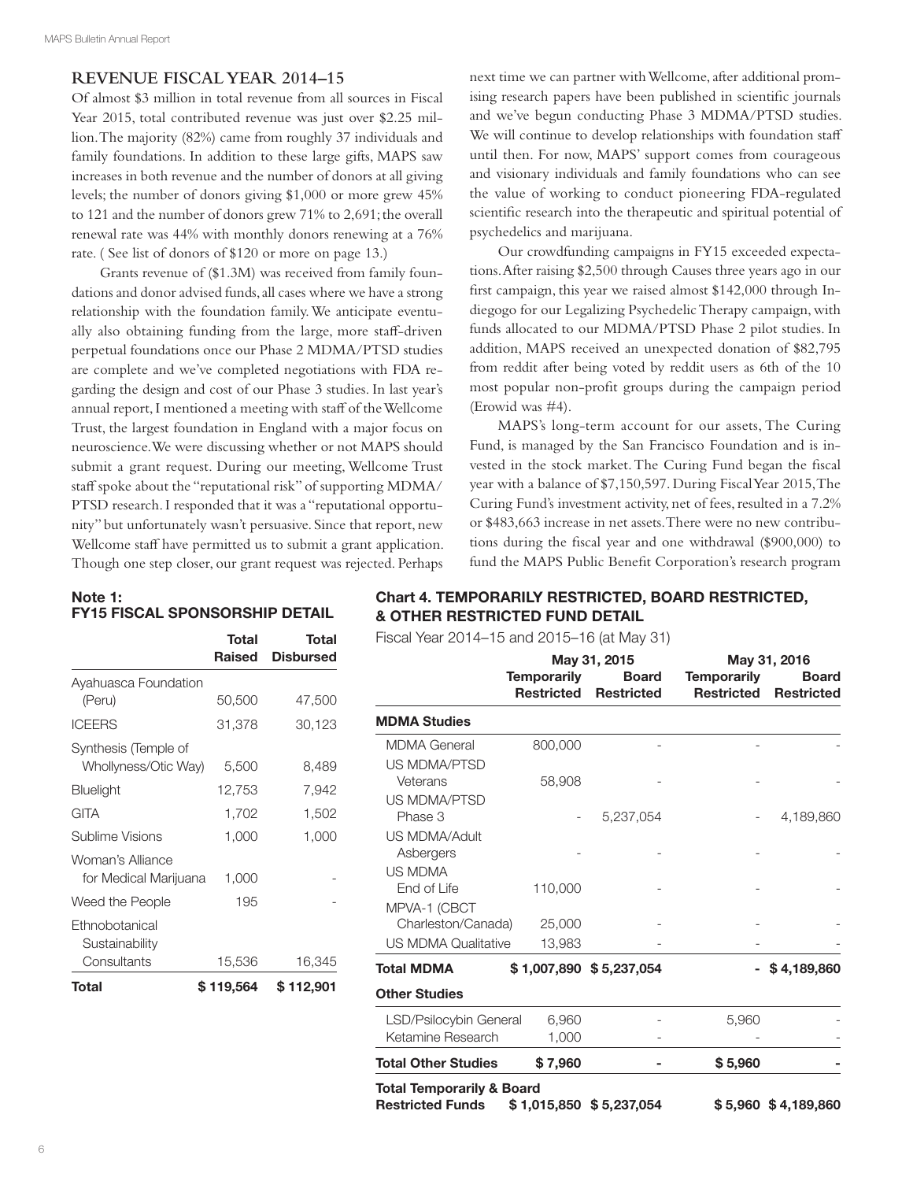## REVENUE FISCAL YEAR 2014–15

Of almost $3 million in total revenue from all sources in Fiscal Year 2015, total contributed revenue was just over $2.25 million. The majority (82%) came from roughly 37 individuals and family foundations. In addition to these large gifts, MAPS saw increases in both revenue and the number of donors at all giving levels; the number of donors giving $1,000 or more grew 45% to 121 and the number of donors grew 71% to 2,691; the overall renewal rate was 44% with monthly donors renewing at a 76% rate. ( See list of donors of $120 or more on page 13.)

Grants revenue of ($1.3M) was received from family foundations and donor advised funds, all cases where we have a strong relationship with the foundation family. We anticipate eventually also obtaining funding from the large, more staff-driven perpetual foundations once our Phase 2 MDMA/PTSD studies are complete and we've completed negotiations with FDA regarding the design and cost of our Phase 3 studies. In last year's annual report, I mentioned a meeting with staff of the Wellcome Trust, the largest foundation in England with a major focus on neuroscience. We were discussing whether or not MAPS should submit a grant request. During our meeting, Wellcome Trust staff spoke about the "reputational risk" of supporting MDMA/PTSD research. I responded that it was a "reputational opportunity" but unfortunately wasn't persuasive. Since that report, new Wellcome staff have permitted us to submit a grant application. Though one step closer, our grant request was rejected. Perhaps next time we can partner with Wellcome, after additional promising research papers have been published in scientific journals and we've begun conducting Phase 3 MDMA/PTSD studies. We will continue to develop relationships with foundation staff until then. For now, MAPS' support comes from courageous and visionary individuals and family foundations who can see the value of working to conduct pioneering FDA-regulated scientific research into the therapeutic and spiritual potential of psychedelics and marijuana.

Our crowdfunding campaigns in FY15 exceeded expectations. After raising $2,500 through Causes three years ago in our first campaign, this year we raised almost $142,000 through Indiegogo for our Legalizing Psychedelic Therapy campaign, with funds allocated to our MDMA/PTSD Phase 2 pilot studies. In addition, MAPS received an unexpected donation of $82,795 from reddit after being voted by reddit users as 6th of the 10 most popular non-profit groups during the campaign period (Erowid was #4).

MAPS's long-term account for our assets, The Curing Fund, is managed by the San Francisco Foundation and is invested in the stock market. The Curing Fund began the fiscal year with a balance of $7,150,597. During Fiscal Year 2015, The Curing Fund's investment activity, net of fees, resulted in a 7.2% or $483,663 increase in net assets. There were no new contributions during the fiscal year and one withdrawal ($900,000) to fund the MAPS Public Benefit Corporation's research program

### Note 1: FY15 FISCAL SPONSORSHIP DETAIL

| | Total Raised | Total Disbursed |
|---|---|---|
| Ayahuasca Foundation (Peru) | 50,500 | 47,500 |
| ICEERS | 31,378 | 30,123 |
| Synthesis (Temple of Whollyness/Otic Way) | 5,500 | 8,489 |
| Bluelight | 12,753 | 7,942 |
| GITA | 1,702 | 1,502 |
| Sublime Visions | 1,000 | 1,000 |
| Woman's Alliance for Medical Marijuana | 1,000 | - |
| Weed the People | 195 | - |
| Ethnobotanical Sustainability Consultants | 15,536 | 16,345 |
| **Total** | **$ 119,564** | **$ 112,901** |

### Chart 4. TEMPORARILY RESTRICTED, BOARD RESTRICTED, & OTHER RESTRICTED FUND DETAIL

Fiscal Year 2014–15 and 2015–16 (at May 31)

| | May 31, 2015 | | May 31, 2016 | |
|---|---|---|---|---|
| | **Temporarily Restricted** | **Board Restricted** | **Temporarily Restricted** | **Board Restricted** |
| **MDMA Studies** | | | | |
| MDMA General | 800,000 | - | - | - |
| US MDMA/PTSD Veterans | 58,908 | - | - | - |
| US MDMA/PTSD Phase 3 | - | 5,237,054 | - | 4,189,860 |
| US MDMA/Adult Asbergers | - | - | - | - |
| US MDMA End of Life | 110,000 | - | - | - |
| MPVA-1 (CBCT Charleston/Canada) | 25,000 | - | - | - |
| US MDMA Qualitative | 13,983 | - | - | - |
| **Total MDMA** | **$ 1,007,890** | **$ 5,237,054** | **-** | **$ 4,189,860** |
| **Other Studies** | | | | |
| LSD/Psilocybin General | 6,960 | - | 5,960 | - |
| Ketamine Research | 1,000 | - | - | - |
| **Total Other Studies** | **$ 7,960** | **-** | **$ 5,960** | **-** |
| **Total Temporarily & Board Restricted Funds** | **$ 1,015,850** | **$ 5,237,054** | **$ 5,960** | **$ 4,189,860** |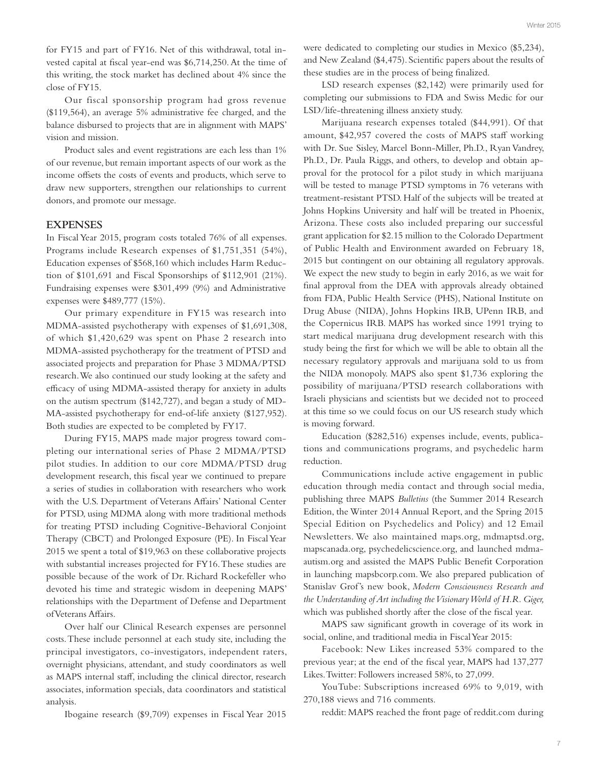for FY15 and part of FY16. Net of this withdrawal, total invested capital at fiscal year-end was $6,714,250. At the time of this writing, the stock market has declined about 4% since the close of FY15.

Our fiscal sponsorship program had gross revenue ($119,564), an average 5% administrative fee charged, and the balance disbursed to projects that are in alignment with MAPS' vision and mission.

Product sales and event registrations are each less than 1% of our revenue, but remain important aspects of our work as the income offsets the costs of events and products, which serve to draw new supporters, strengthen our relationships to current donors, and promote our message.

## EXPENSES

In Fiscal Year 2015, program costs totaled 76% of all expenses. Programs include Research expenses of $1,751,351 (54%), Education expenses of $568,160 which includes Harm Reduction of $101,691 and Fiscal Sponsorships of $112,901 (21%). Fundraising expenses were $301,499 (9%) and Administrative expenses were $489,777 (15%).

Our primary expenditure in FY15 was research into MDMA-assisted psychotherapy with expenses of $1,691,308, of which $1,420,629 was spent on Phase 2 research into MDMA-assisted psychotherapy for the treatment of PTSD and associated projects and preparation for Phase 3 MDMA/PTSD research. We also continued our study looking at the safety and efficacy of using MDMA-assisted therapy for anxiety in adults on the autism spectrum ($142,727), and began a study of MDMA-assisted psychotherapy for end-of-life anxiety ($127,952). Both studies are expected to be completed by FY17.

During FY15, MAPS made major progress toward completing our international series of Phase 2 MDMA/PTSD pilot studies. In addition to our core MDMA/PTSD drug development research, this fiscal year we continued to prepare a series of studies in collaboration with researchers who work with the U.S. Department of Veterans Affairs' National Center for PTSD, using MDMA along with more traditional methods for treating PTSD including Cognitive-Behavioral Conjoint Therapy (CBCT) and Prolonged Exposure (PE). In Fiscal Year 2015 we spent a total of $19,963 on these collaborative projects with substantial increases projected for FY16. These studies are possible because of the work of Dr. Richard Rockefeller who devoted his time and strategic wisdom in deepening MAPS' relationships with the Department of Defense and Department of Veterans Affairs.

Over half our Clinical Research expenses are personnel costs. These include personnel at each study site, including the principal investigators, co-investigators, independent raters, overnight physicians, attendant, and study coordinators as well as MAPS internal staff, including the clinical director, research associates, information specials, data coordinators and statistical analysis.

Ibogaine research ($9,709) expenses in Fiscal Year 2015 were dedicated to completing our studies in Mexico ($5,234), and New Zealand ($4,475). Scientific papers about the results of these studies are in the process of being finalized.

LSD research expenses ($2,142) were primarily used for completing our submissions to FDA and Swiss Medic for our LSD/life-threatening illness anxiety study.

Marijuana research expenses totaled ($44,991). Of that amount, $42,957 covered the costs of MAPS staff working with Dr. Sue Sisley, Marcel Bonn-Miller, Ph.D., Ryan Vandrey, Ph.D., Dr. Paula Riggs, and others, to develop and obtain approval for the protocol for a pilot study in which marijuana will be tested to manage PTSD symptoms in 76 veterans with treatment-resistant PTSD. Half of the subjects will be treated at Johns Hopkins University and half will be treated in Phoenix, Arizona. These costs also included preparing our successful grant application for $2.15 million to the Colorado Department of Public Health and Environment awarded on February 18, 2015 but contingent on our obtaining all regulatory approvals. We expect the new study to begin in early 2016, as we wait for final approval from the DEA with approvals already obtained from FDA, Public Health Service (PHS), National Institute on Drug Abuse (NIDA), Johns Hopkins IRB, UPenn IRB, and the Copernicus IRB. MAPS has worked since 1991 trying to start medical marijuana drug development research with this study being the first for which we will be able to obtain all the necessary regulatory approvals and marijuana sold to us from the NIDA monopoly. MAPS also spent $1,736 exploring the possibility of marijuana/PTSD research collaborations with Israeli physicians and scientists but we decided not to proceed at this time so we could focus on our US research study which is moving forward.

Education ($282,516) expenses include, events, publications and communications programs, and psychedelic harm reduction.

Communications include active engagement in public education through media contact and through social media, publishing three MAPS *Bulletins* (the Summer 2014 Research Edition, the Winter 2014 Annual Report, and the Spring 2015 Special Edition on Psychedelics and Policy) and 12 Email Newsletters. We also maintained maps.org, mdmaptsd.org, mapscanada.org, psychedelicscience.org, and launched mdma-autism.org and assisted the MAPS Public Benefit Corporation in launching mapsbcorp.com. We also prepared publication of Stanislav Grof's new book, *Modern Consciousness Research and the Understanding of Art including the Visionary World of H.R. Giger,* which was published shortly after the close of the fiscal year.

MAPS saw significant growth in coverage of its work in social, online, and traditional media in Fiscal Year 2015:

Facebook: New Likes increased 53% compared to the previous year; at the end of the fiscal year, MAPS had 137,277 Likes. Twitter: Followers increased 58%, to 27,099.

YouTube: Subscriptions increased 69% to 9,019, with 270,188 views and 716 comments.

reddit: MAPS reached the front page of reddit.com during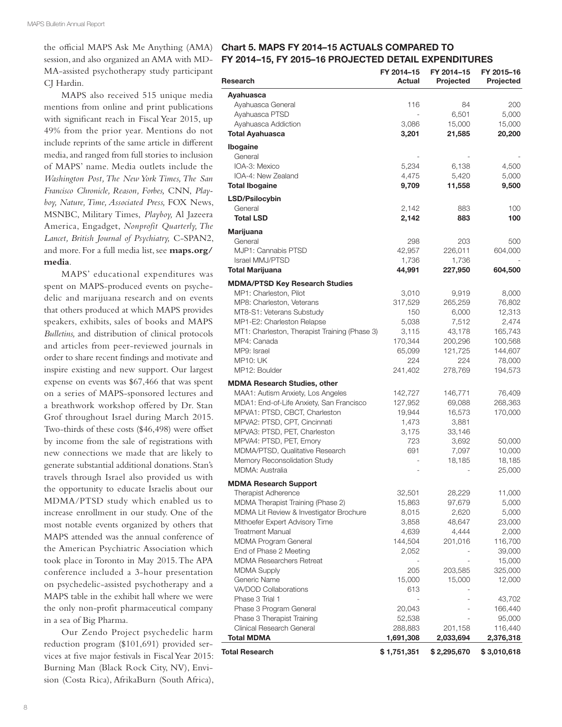the official MAPS Ask Me Anything (AMA) session, and also organized an AMA with MDMA-assisted psychotherapy study participant CJ Hardin.

MAPS also received 515 unique media mentions from online and print publications with significant reach in Fiscal Year 2015, up 49% from the prior year. Mentions do not include reprints of the same article in different media, and ranged from full stories to inclusion of MAPS' name. Media outlets include the *Washington Post, The New York Times, The San Francisco Chronicle, Reason, Forbes,* CNN, *Playboy, Nature, Time, Associated Press,* FOX News, MSNBC, Military Times, *Playboy,* Al Jazeera America, Engadget, *Nonprofit Quarterly, The Lancet, British Journal of Psychiatry,* C-SPAN2, and more. For a full media list, see **maps.org/media**.

MAPS' educational expenditures was spent on MAPS-produced events on psychedelic and marijuana research and on events that others produced at which MAPS provides speakers, exhibits, sales of books and MAPS *Bulletins,* and distribution of clinical protocols and articles from peer-reviewed journals in order to share recent findings and motivate and inspire existing and new support. Our largest expense on events was $67,466 that was spent on a series of MAPS-sponsored lectures and a breathwork workshop offered by Dr. Stan Grof throughout Israel during March 2015. Two-thirds of these costs ($46,498) were offset by income from the sale of registrations with new connections we made that are likely to generate substantial additional donations. Stan's travels through Israel also provided us with the opportunity to educate Israelis about our MDMA/PTSD study which enabled us to increase enrollment in our study. One of the most notable events organized by others that MAPS attended was the annual conference of the American Psychiatric Association which took place in Toronto in May 2015. The APA conference included a 3-hour presentation on psychedelic-assisted psychotherapy and a MAPS table in the exhibit hall where we were the only non-profit pharmaceutical company in a sea of Big Pharma.

Our Zendo Project psychedelic harm reduction program ($101,691) provided services at five major festivals in Fiscal Year 2015: Burning Man (Black Rock City, NV), Envision (Costa Rica), AfrikaBurn (South Africa),

## Chart 5. MAPS FY 2014–15 ACTUALS COMPARED TO FY 2014–15, FY 2015–16 PROJECTED DETAIL EXPENDITURES

| Research | FY 2014–15 Actual | FY 2014–15 Projected | FY 2015–16 Projected |
|---|---|---|---|
| **Ayahuasca** | | | |
| Ayahuasca General | 116 | 84 | 200 |
| Ayahuasca PTSD | - | 6,501 | 5,000 |
| Ayahuasca Addiction | 3,086 | 15,000 | 15,000 |
| **Total Ayahuasca** | **3,201** | **21,585** | **20,200** |
| **Ibogaine** | | | |
| General | - | - | - |
| IOA-3: Mexico | 5,234 | 6,138 | 4,500 |
| IOA-4: New Zealand | 4,475 | 5,420 | 5,000 |
| **Total Ibogaine** | **9,709** | **11,558** | **9,500** |
| **LSD/Psilocybin** | | | |
| General | 2,142 | 883 | 100 |
| **Total LSD** | **2,142** | **883** | **100** |
| **Marijuana** | | | |
| General | 298 | 203 | 500 |
| MJP1: Cannabis PTSD | 42,957 | 226,011 | 604,000 |
| Israel MMJ/PTSD | 1,736 | 1,736 | - |
| **Total Marijuana** | **44,991** | **227,950** | **604,500** |
| **MDMA/PTSD Key Research Studies** | | | |
| MP1: Charleston, Pilot | 3,010 | 9,919 | 8,000 |
| MP8: Charleston, Veterans | 317,529 | 265,259 | 76,802 |
| MT8-S1: Veterans Substudy | 150 | 6,000 | 12,313 |
| MP1-E2: Charleston Relapse | 5,038 | 7,512 | 2,474 |
| MT1: Charleston, Therapist Training (Phase 3) | 3,115 | 43,178 | 165,743 |
| MP4: Canada | 170,344 | 200,296 | 100,568 |
| MP9: Israel | 65,099 | 121,725 | 144,607 |
| MP10: UK | 224 | 224 | 78,000 |
| MP12: Boulder | 241,402 | 278,769 | 194,573 |
| **MDMA Research Studies, other** | | | |
| MAA1: Autism Anxiety, Los Angeles | 142,727 | 146,771 | 76,409 |
| MDA1: End-of-Life Anxiety, San Francisco | 127,952 | 69,088 | 268,363 |
| MPVA1: PTSD, CBCT, Charleston | 19,944 | 16,573 | 170,000 |
| MPVA2: PTSD, CPT, Cincinnati | 1,473 | 3,881 | |
| MPVA3: PTSD, PET, Charleston | 3,175 | 33,146 | |
| MPVA4: PTSD, PET, Emory | 723 | 3,692 | 50,000 |
| MDMA/PTSD, Qualitative Research | 691 | 7,097 | 10,000 |
| Memory Reconsolidation Study | - | 18,185 | 18,185 |
| MDMA: Australia | - | - | 25,000 |
| **MDMA Research Support** | | | |
| Therapist Adherence | 32,501 | 28,229 | 11,000 |
| MDMA Therapist Training (Phase 2) | 15,863 | 97,679 | 5,000 |
| MDMA Lit Review & Investigator Brochure | 8,015 | 2,620 | 5,000 |
| Mithoefer Expert Advisory Time | 3,858 | 48,647 | 23,000 |
| Treatment Manual | 4,639 | 4,444 | 2,000 |
| MDMA Program General | 144,504 | 201,016 | 116,700 |
| End of Phase 2 Meeting | 2,052 | - | 39,000 |
| MDMA Researchers Retreat | - | - | 15,000 |
| MDMA Supply | 205 | 203,585 | 325,000 |
| Generic Name | 15,000 | 15,000 | 12,000 |
| VA/DOD Collaborations | 613 | - | |
| Phase 3 Trial 1 | - | - | 43,702 |
| Phase 3 Program General | 20,043 | - | 166,440 |
| Phase 3 Therapist Training | 52,538 | - | 95,000 |
| Clinical Research General | 288,883 | 201,158 | 116,440 |
| **Total MDMA** | **1,691,308** | **2,033,694** | **2,376,318** |
| **Total Research** | **$ 1,751,351** | **$ 2,295,670** | **$ 3,010,618** |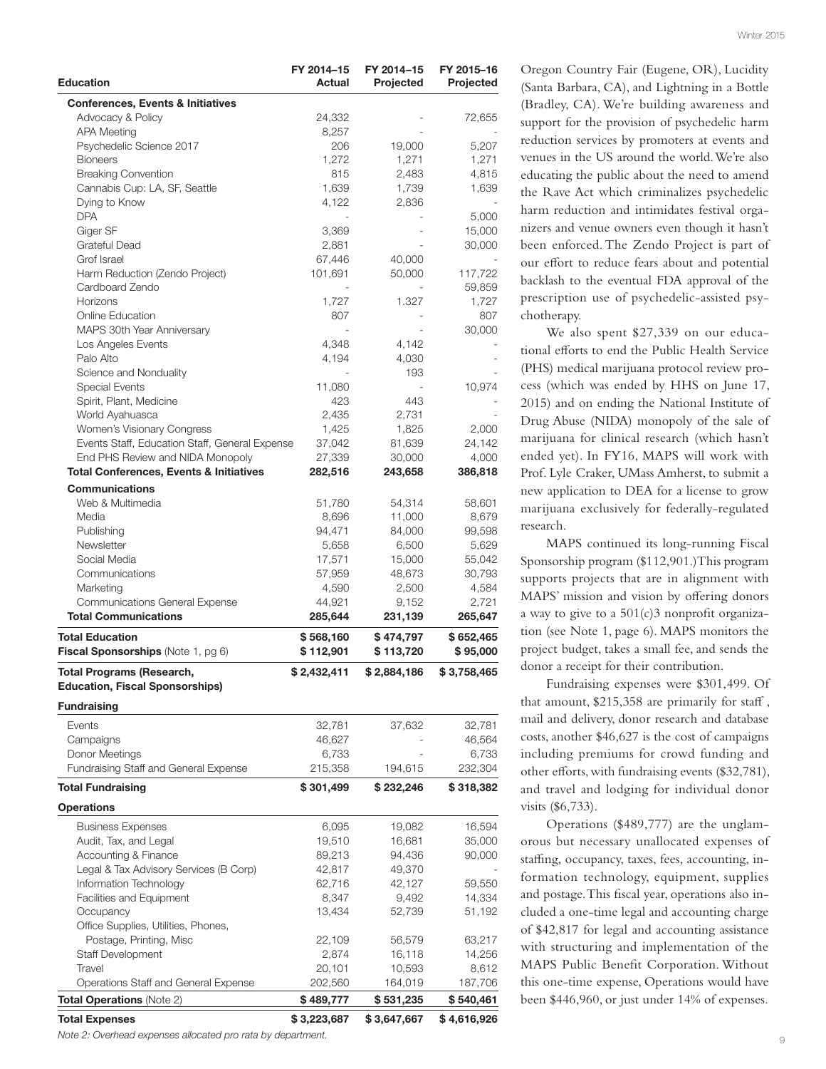| Education | FY 2014–15 Actual | FY 2014–15 Projected | FY 2015–16 Projected |
|---|---|---|---|
| **Conferences, Events & Initiatives** | | | |
| Advocacy & Policy | 24,332 | - | 72,655 |
| APA Meeting | 8,257 | - | - |
| Psychedelic Science 2017 | 206 | 19,000 | 5,207 |
| Bioneers | 1,272 | 1,271 | 1,271 |
| Breaking Convention | 815 | 2,483 | 4,815 |
| Cannabis Cup: LA, SF, Seattle | 1,639 | 1,739 | 1,639 |
| Dying to Know | 4,122 | 2,836 | - |
| DPA | - | - | 5,000 |
| Giger SF | 3,369 | - | 15,000 |
| Grateful Dead | 2,881 | - | 30,000 |
| Grof Israel | 67,446 | 40,000 | - |
| Harm Reduction (Zendo Project) | 101,691 | 50,000 | 117,722 |
| Cardboard Zendo | - | - | 59,859 |
| Horizons | 1,727 | 1.327 | 1,727 |
| Online Education | 807 | - | 807 |
| MAPS 30th Year Anniversary | - | - | 30,000 |
| Los Angeles Events | 4,348 | 4,142 | - |
| Palo Alto | 4,194 | 4,030 | - |
| Science and Nonduality | - | 193 | - |
| Special Events | 11,080 | - | 10,974 |
| Spirit, Plant, Medicine | 423 | 443 | - |
| World Ayahuasca | 2,435 | 2,731 | - |
| Women's Visionary Congress | 1,425 | 1,825 | 2,000 |
| Events Staff, Education Staff, General Expense | 37,042 | 81,639 | 24,142 |
| End PHS Review and NIDA Monopoly | 27,339 | 30,000 | 4,000 |
| **Total Conferences, Events & Initiatives** | **282,516** | **243,658** | **386,818** |
| **Communications** | | | |
| Web & Multimedia | 51,780 | 54,314 | 58,601 |
| Media | 8,696 | 11,000 | 8,679 |
| Publishing | 94,471 | 84,000 | 99,598 |
| Newsletter | 5,658 | 6,500 | 5,629 |
| Social Media | 17,571 | 15,000 | 55,042 |
| Communications | 57,959 | 48,673 | 30,793 |
| Marketing | 4,590 | 2,500 | 4,584 |
| Communications General Expense | 44,921 | 9,152 | 2,721 |
| **Total Communications** | **285,644** | **231,139** | **265,647** |
| **Total Education** | **$ 568,160** | **$ 474,797** | **$ 652,465** |
| **Fiscal Sponsorships** (Note 1, pg 6) | **$ 112,901** | **$ 113,720** | **$ 95,000** |
| **Total Programs (Research, Education, Fiscal Sponsorships)** | **$ 2,432,411** | **$ 2,884,186** | **$ 3,758,465** |
| **Fundraising** | | | |
| Events | 32,781 | 37,632 | 32,781 |
| Campaigns | 46,627 | - | 46,564 |
| Donor Meetings | 6,733 | - | 6,733 |
| Fundraising Staff and General Expense | 215,358 | 194,615 | 232,304 |
| **Total Fundraising** | **$ 301,499** | **$ 232,246** | **$ 318,382** |
| **Operations** | | | |
| Business Expenses | 6,095 | 19,082 | 16,594 |
| Audit, Tax, and Legal | 19,510 | 16,681 | 35,000 |
| Accounting & Finance | 89,213 | 94,436 | 90,000 |
| Legal & Tax Advisory Services (B Corp) | 42,817 | 49,370 | - |
| Information Technology | 62,716 | 42,127 | 59,550 |
| Facilities and Equipment | 8,347 | 9,492 | 14,334 |
| Occupancy | 13,434 | 52,739 | 51,192 |
| Office Supplies, Utilities, Phones, Postage, Printing, Misc | 22,109 | 56,579 | 63,217 |
| Staff Development | 2,874 | 16,118 | 14,256 |
| Travel | 20,101 | 10,593 | 8,612 |
| Operations Staff and General Expense | 202,560 | 164,019 | 187,706 |
| **Total Operations** (Note 2) | **$ 489,777** | **$ 531,235** | **$ 540,461** |
| **Total Expenses** | **$ 3,223,687** | **$ 3,647,667** | **$ 4,616,926** |

*Note 2: Overhead expenses allocated pro rata by department.*

Oregon Country Fair (Eugene, OR), Lucidity (Santa Barbara, CA), and Lightning in a Bottle (Bradley, CA). We're building awareness and support for the provision of psychedelic harm reduction services by promoters at events and venues in the US around the world. We're also educating the public about the need to amend the Rave Act which criminalizes psychedelic harm reduction and intimidates festival organizers and venue owners even though it hasn't been enforced. The Zendo Project is part of our effort to reduce fears about and potential backlash to the eventual FDA approval of the prescription use of psychedelic-assisted psychotherapy.

We also spent $27,339 on our educational efforts to end the Public Health Service (PHS) medical marijuana protocol review process (which was ended by HHS on June 17, 2015) and on ending the National Institute of Drug Abuse (NIDA) monopoly of the sale of marijuana for clinical research (which hasn't ended yet). In FY16, MAPS will work with Prof. Lyle Craker, UMass Amherst, to submit a new application to DEA for a license to grow marijuana exclusively for federally-regulated research.

MAPS continued its long-running Fiscal Sponsorship program ($112,901.) This program supports projects that are in alignment with MAPS' mission and vision by offering donors a way to give to a 501(c)3 nonprofit organization (see Note 1, page 6). MAPS monitors the project budget, takes a small fee, and sends the donor a receipt for their contribution.

Fundraising expenses were $301,499. Of that amount, $215,358 are primarily for staff , mail and delivery, donor research and database costs, another $46,627 is the cost of campaigns including premiums for crowd funding and other efforts, with fundraising events ($32,781), and travel and lodging for individual donor visits ($6,733).

Operations ($489,777) are the unglamorous but necessary unallocated expenses of staffing, occupancy, taxes, fees, accounting, information technology, equipment, supplies and postage. This fiscal year, operations also included a one-time legal and accounting charge of $42,817 for legal and accounting assistance with structuring and implementation of the MAPS Public Benefit Corporation. Without this one-time expense, Operations would have been $446,960, or just under 14% of expenses.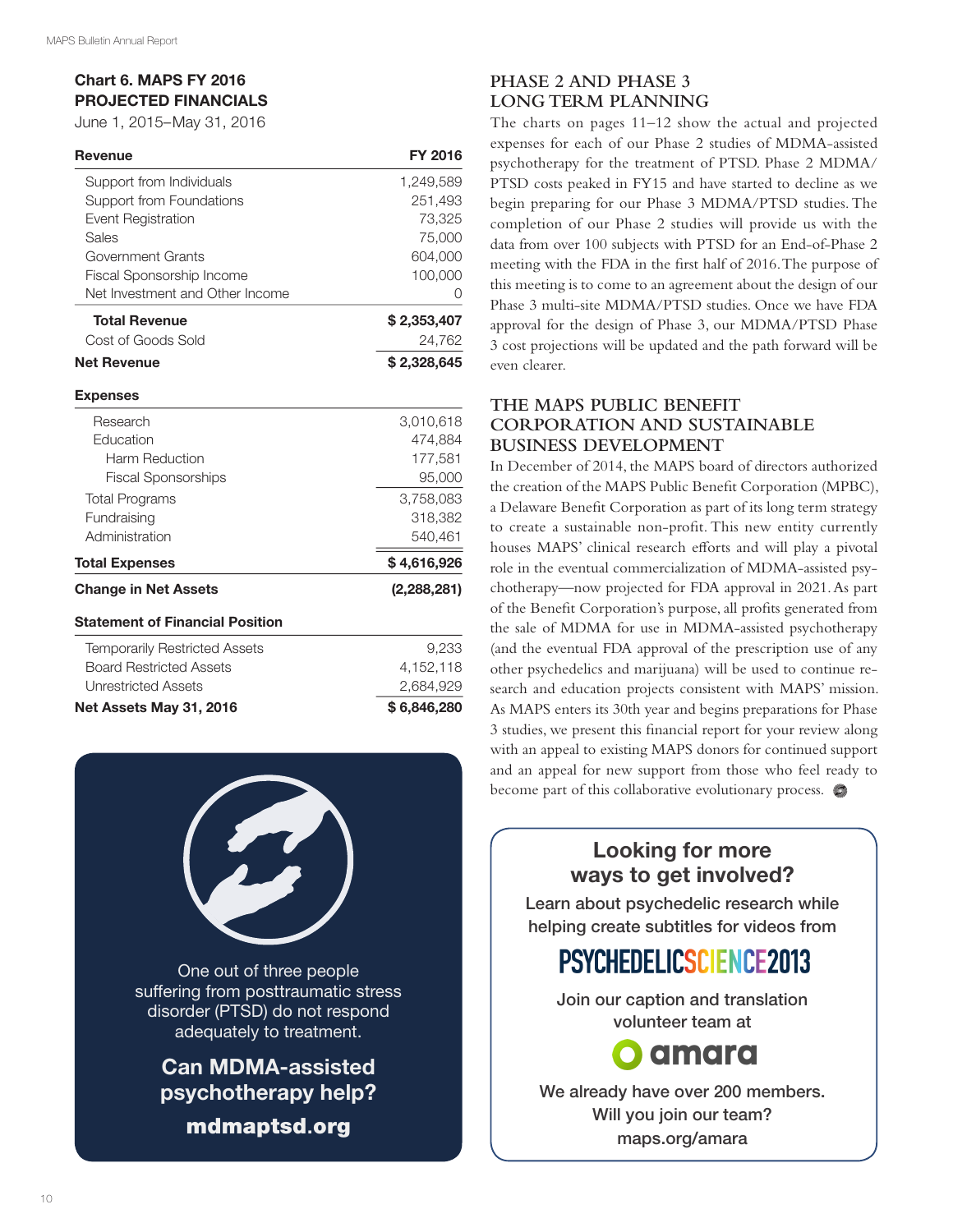## Chart 6. MAPS FY 2016 PROJECTED FINANCIALS

June 1, 2015–May 31, 2016

| Revenue | FY 2016 |
|---|---|
| Support from Individuals | 1,249,589 |
| Support from Foundations | 251,493 |
| Event Registration | 73,325 |
| Sales | 75,000 |
| Government Grants | 604,000 |
| Fiscal Sponsorship Income | 100,000 |
| Net Investment and Other Income | 0 |
| **Total Revenue** | **$ 2,353,407** |
| Cost of Goods Sold | 24,762 |
| **Net Revenue** | **$ 2,328,645** |
| **Expenses** | |
| Research | 3,010,618 |
| Education | 474,884 |
| Harm Reduction | 177,581 |
| Fiscal Sponsorships | 95,000 |
| Total Programs | 3,758,083 |
| Fundraising | 318,382 |
| Administration | 540,461 |
| **Total Expenses** | **$ 4,616,926** |
| **Change in Net Assets** | **(2,288,281)** |
| **Statement of Financial Position** | |
| Temporarily Restricted Assets | 9,233 |
| Board Restricted Assets | 4,152,118 |
| Unrestricted Assets | 2,684,929 |
| **Net Assets May 31, 2016** | **$ 6,846,280** |

One out of three people suffering from posttraumatic stress disorder (PTSD) do not respond adequately to treatment.

**Can MDMA-assisted psychotherapy help?**

**mdmaptsd.org**

## PHASE 2 AND PHASE 3 LONG TERM PLANNING

The charts on pages 11–12 show the actual and projected expenses for each of our Phase 2 studies of MDMA-assisted psychotherapy for the treatment of PTSD. Phase 2 MDMA/PTSD costs peaked in FY15 and have started to decline as we begin preparing for our Phase 3 MDMA/PTSD studies. The completion of our Phase 2 studies will provide us with the data from over 100 subjects with PTSD for an End-of-Phase 2 meeting with the FDA in the first half of 2016. The purpose of this meeting is to come to an agreement about the design of our Phase 3 multi-site MDMA/PTSD studies. Once we have FDA approval for the design of Phase 3, our MDMA/PTSD Phase 3 cost projections will be updated and the path forward will be even clearer.

## THE MAPS PUBLIC BENEFIT CORPORATION AND SUSTAINABLE BUSINESS DEVELOPMENT

In December of 2014, the MAPS board of directors authorized the creation of the MAPS Public Benefit Corporation (MPBC), a Delaware Benefit Corporation as part of its long term strategy to create a sustainable non-profit. This new entity currently houses MAPS' clinical research efforts and will play a pivotal role in the eventual commercialization of MDMA-assisted psychotherapy—now projected for FDA approval in 2021. As part of the Benefit Corporation's purpose, all profits generated from the sale of MDMA for use in MDMA-assisted psychotherapy (and the eventual FDA approval of the prescription use of any other psychedelics and marijuana) will be used to continue research and education projects consistent with MAPS' mission. As MAPS enters its 30th year and begins preparations for Phase 3 studies, we present this financial report for your review along with an appeal to existing MAPS donors for continued support and an appeal for new support from those who feel ready to become part of this collaborative evolutionary process.

**Looking for more ways to get involved?**

Learn about psychedelic research while helping create subtitles for videos from

PSYCHEDELICSCIENCE2013

Join our caption and translation volunteer team at

amara

We already have over 200 members. Will you join our team?

maps.org/amara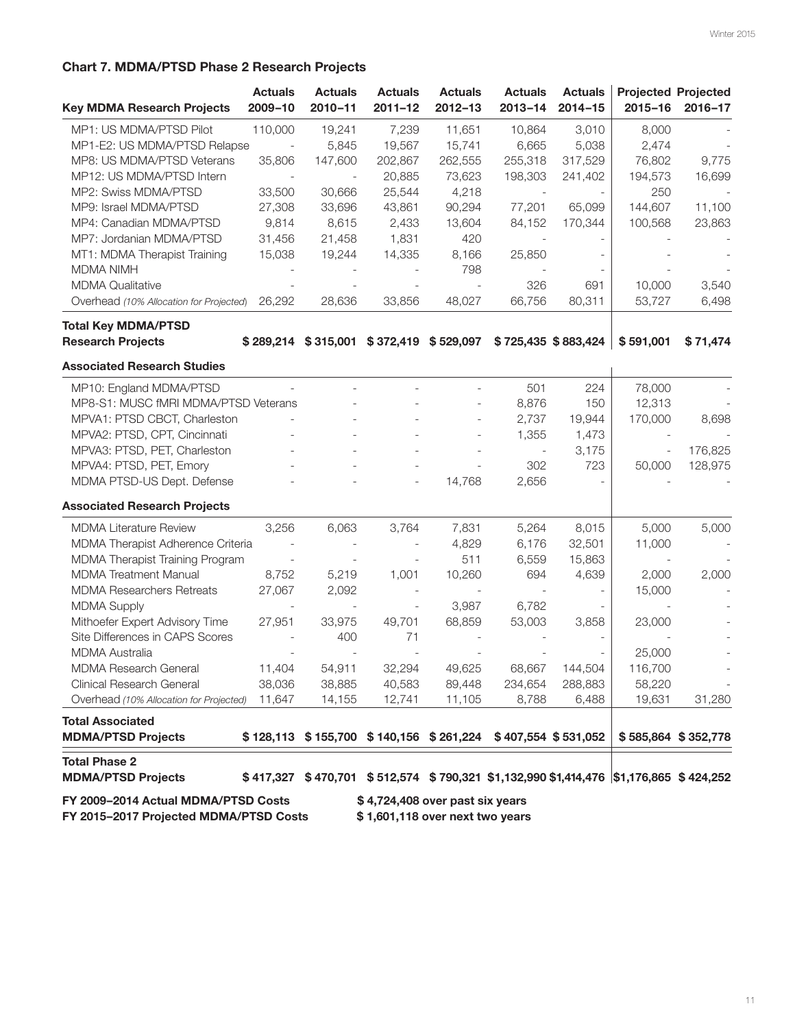### Chart 7. MDMA/PTSD Phase 2 Research Projects

| Key MDMA Research Projects | Actuals 2009–10 | Actuals 2010–11 | Actuals 2011–12 | Actuals 2012–13 | Actuals 2013–14 | Actuals 2014–15 | Projected 2015–16 | Projected 2016–17 |
|---|---|---|---|---|---|---|---|---|
| MP1: US MDMA/PTSD Pilot | 110,000 | 19,241 | 7,239 | 11,651 | 10,864 | 3,010 | 8,000 | - |
| MP1-E2: US MDMA/PTSD Relapse | - | 5,845 | 19,567 | 15,741 | 6,665 | 5,038 | 2,474 | - |
| MP8: US MDMA/PTSD Veterans | 35,806 | 147,600 | 202,867 | 262,555 | 255,318 | 317,529 | 76,802 | 9,775 |
| MP12: US MDMA/PTSD Intern | - | - | 20,885 | 73,623 | 198,303 | 241,402 | 194,573 | 16,699 |
| MP2: Swiss MDMA/PTSD | 33,500 | 30,666 | 25,544 | 4,218 | - | - | 250 | - |
| MP9: Israel MDMA/PTSD | 27,308 | 33,696 | 43,861 | 90,294 | 77,201 | 65,099 | 144,607 | 11,100 |
| MP4: Canadian MDMA/PTSD | 9,814 | 8,615 | 2,433 | 13,604 | 84,152 | 170,344 | 100,568 | 23,863 |
| MP7: Jordanian MDMA/PTSD | 31,456 | 21,458 | 1,831 | 420 | - | - | - | - |
| MT1: MDMA Therapist Training | 15,038 | 19,244 | 14,335 | 8,166 | 25,850 | - | - | - |
| MDMA NIMH | - | - | - | 798 | - | - | - | - |
| MDMA Qualitative | - | - | - | - | 326 | 691 | 10,000 | 3,540 |
| Overhead *(10% Allocation for Projected)* | 26,292 | 28,636 | 33,856 | 48,027 | 66,756 | 80,311 | 53,727 | 6,498 |
| **Total Key MDMA/PTSD Research Projects** | **$ 289,214** | **$ 315,001** | **$ 372,419** | **$ 529,097** | **$ 725,435** | **$ 883,424** | **$ 591,001** | **$ 71,474** |
| **Associated Research Studies** | | | | | | | | |
| MP10: England MDMA/PTSD | - | - | - | - | 501 | 224 | 78,000 | - |
| MP8-S1: MUSC fMRI MDMA/PTSD Veterans | - | - | - | - | 8,876 | 150 | 12,313 | - |
| MPVA1: PTSD CBCT, Charleston | - | - | - | - | 2,737 | 19,944 | 170,000 | 8,698 |
| MPVA2: PTSD, CPT, Cincinnati | - | - | - | - | 1,355 | 1,473 | - | - |
| MPVA3: PTSD, PET, Charleston | - | - | - | - | - | 3,175 | - | 176,825 |
| MPVA4: PTSD, PET, Emory | - | - | - | - | 302 | 723 | 50,000 | 128,975 |
| MDMA PTSD-US Dept. Defense | - | - | - | 14,768 | 2,656 | - | - | - |
| **Associated Research Projects** | | | | | | | | |
| MDMA Literature Review | 3,256 | 6,063 | 3,764 | 7,831 | 5,264 | 8,015 | 5,000 | 5,000 |
| MDMA Therapist Adherence Criteria | - | - | - | 4,829 | 6,176 | 32,501 | 11,000 | - |
| MDMA Therapist Training Program | - | - | - | 511 | 6,559 | 15,863 | - | - |
| MDMA Treatment Manual | 8,752 | 5,219 | 1,001 | 10,260 | 694 | 4,639 | 2,000 | 2,000 |
| MDMA Researchers Retreats | 27,067 | 2,092 | - | - | - | - | 15,000 | - |
| MDMA Supply | - | - | - | 3,987 | 6,782 | - | - | - |
| Mithoefer Expert Advisory Time | 27,951 | 33,975 | 49,701 | 68,859 | 53,003 | 3,858 | 23,000 | - |
| Site Differences in CAPS Scores | - | 400 | 71 | - | - | - | - | - |
| MDMA Australia | - | - | - | - | - | - | 25,000 | - |
| MDMA Research General | 11,404 | 54,911 | 32,294 | 49,625 | 68,667 | 144,504 | 116,700 | - |
| Clinical Research General | 38,036 | 38,885 | 40,583 | 89,448 | 234,654 | 288,883 | 58,220 | - |
| Overhead *(10% Allocation for Projected)* | 11,647 | 14,155 | 12,741 | 11,105 | 8,788 | 6,488 | 19,631 | 31,280 |
| **Total Associated MDMA/PTSD Projects** | **$ 128,113** | **$ 155,700** | **$ 140,156** | **$ 261,224** | **$ 407,554** | **$ 531,052** | **$ 585,864** | **$ 352,778** |
| **Total Phase 2 MDMA/PTSD Projects** | **$ 417,327** | **$ 470,701** | **$ 512,574** | **$ 790,321** | **$1,132,990** | **$1,414,476** | **$1,176,865** | **$ 424,252** |

**FY 2009–2014 Actual MDMA/PTSD Costs** **$ 4,724,408 over past six years**

**FY 2015–2017 Projected MDMA/PTSD Costs** **$ 1,601,118 over next two years**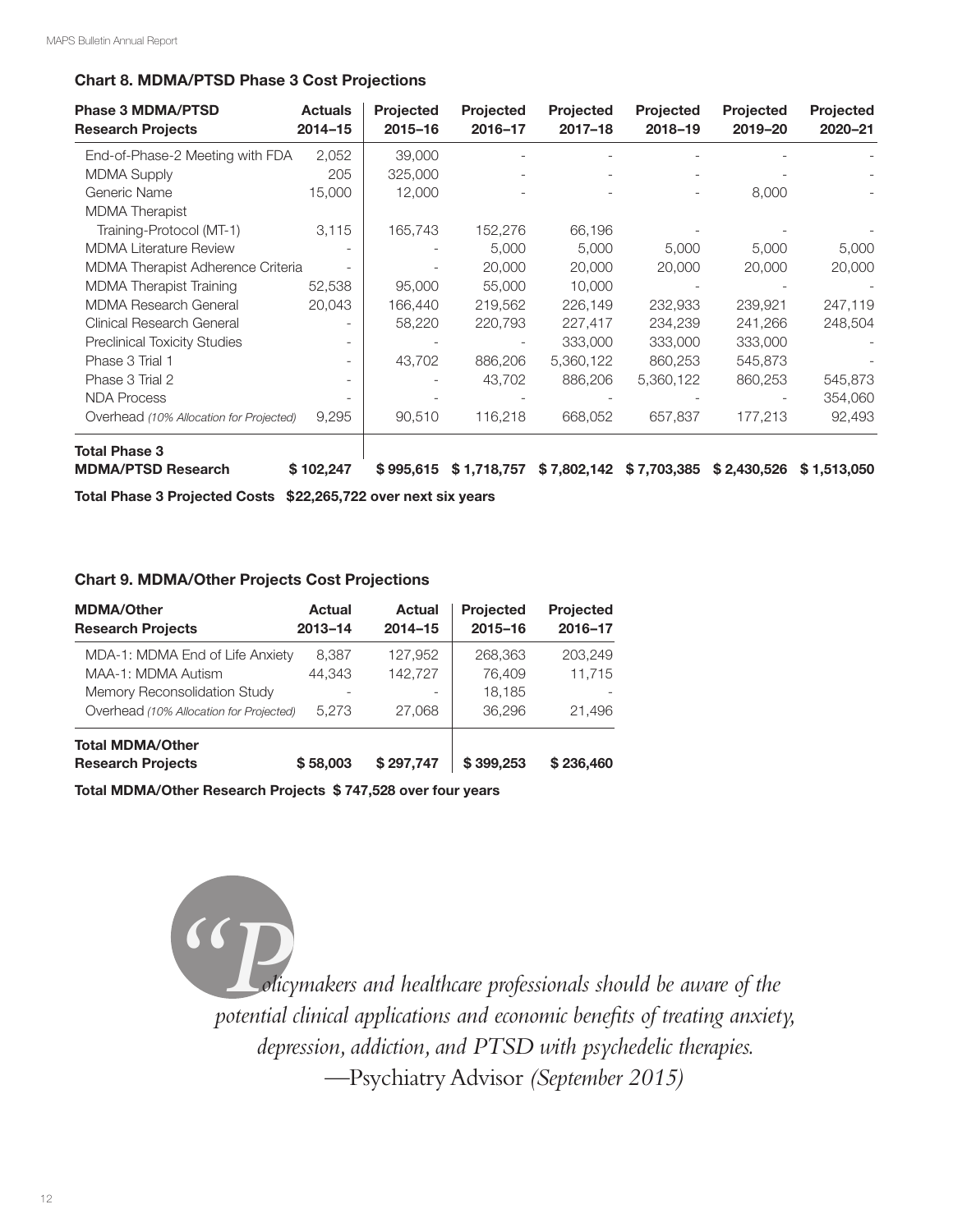### Chart 8. MDMA/PTSD Phase 3 Cost Projections

| Phase 3 MDMA/PTSD Research Projects | Actuals 2014–15 | Projected 2015–16 | Projected 2016–17 | Projected 2017–18 | Projected 2018–19 | Projected 2019–20 | Projected 2020–21 |
|---|---|---|---|---|---|---|---|
| End-of-Phase-2 Meeting with FDA | 2,052 | 39,000 | - | - | - | - | - |
| MDMA Supply | 205 | 325,000 | - | - | - | - | - |
| Generic Name | 15,000 | 12,000 | - | - | - | 8,000 | - |
| MDMA Therapist Training-Protocol (MT-1) | 3,115 | 165,743 | 152,276 | 66,196 | - | - | - |
| MDMA Literature Review | - | - | 5,000 | 5,000 | 5,000 | 5,000 | 5,000 |
| MDMA Therapist Adherence Criteria | - | - | 20,000 | 20,000 | 20,000 | 20,000 | 20,000 |
| MDMA Therapist Training | 52,538 | 95,000 | 55,000 | 10,000 | - | - | - |
| MDMA Research General | 20,043 | 166,440 | 219,562 | 226,149 | 232,933 | 239,921 | 247,119 |
| Clinical Research General | - | 58,220 | 220,793 | 227,417 | 234,239 | 241,266 | 248,504 |
| Preclinical Toxicity Studies | - | - | - | 333,000 | 333,000 | 333,000 | - |
| Phase 3 Trial 1 | - | 43,702 | 886,206 | 5,360,122 | 860,253 | 545,873 | - |
| Phase 3 Trial 2 | - | - | 43,702 | 886,206 | 5,360,122 | 860,253 | 545,873 |
| NDA Process | - | - | - | - | - | - | 354,060 |
| Overhead *(10% Allocation for Projected)* | 9,295 | 90,510 | 116,218 | 668,052 | 657,837 | 177,213 | 92,493 |
| **Total Phase 3 MDMA/PTSD Research** | **$ 102,247** | **$ 995,615** | **$ 1,718,757** | **$ 7,802,142** | **$ 7,703,385** | **$ 2,430,526** | **$ 1,513,050** |

**Total Phase 3 Projected Costs $22,265,722 over next six years**

### Chart 9. MDMA/Other Projects Cost Projections

| MDMA/Other Research Projects | Actual 2013–14 | Actual 2014–15 | Projected 2015–16 | Projected 2016–17 |
|---|---|---|---|---|
| MDA-1: MDMA End of Life Anxiety | 8,387 | 127,952 | 268,363 | 203,249 |
| MAA-1: MDMA Autism | 44,343 | 142,727 | 76,409 | 11,715 |
| Memory Reconsolidation Study | - | - | 18,185 | - |
| Overhead *(10% Allocation for Projected)* | 5,273 | 27,068 | 36,296 | 21,496 |
| **Total MDMA/Other Research Projects** | **$ 58,003** | **$ 297,747** | **$ 399,253** | **$ 236,460** |

**Total MDMA/Other Research Projects $ 747,528 over four years**

> *"Policymakers and healthcare professionals should be aware of the potential clinical applications and economic benefits of treating anxiety, depression, addiction, and PTSD with psychedelic therapies.*
> —Psychiatry Advisor *(September 2015)*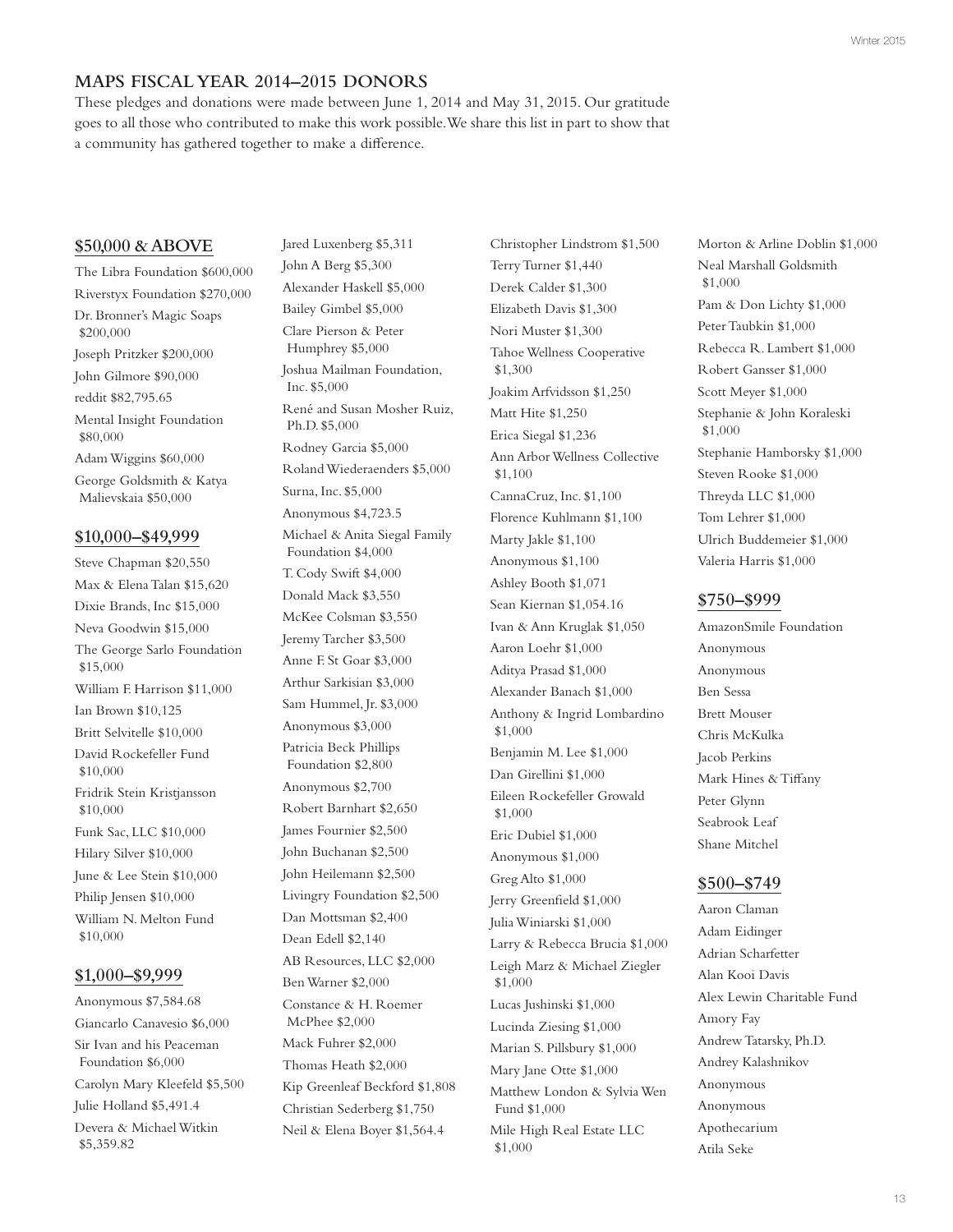## MAPS FISCAL YEAR 2014–2015 DONORS

These pledges and donations were made between June 1, 2014 and May 31, 2015. Our gratitude goes to all those who contributed to make this work possible. We share this list in part to show that a community has gathered together to make a difference.

### $50,000 & ABOVE

The Libra Foundation $600,000
Riverstyx Foundation $270,000
Dr. Bronner's Magic Soaps $200,000
Joseph Pritzker $200,000
John Gilmore $90,000
reddit $82,795.65
Mental Insight Foundation $80,000
Adam Wiggins $60,000
George Goldsmith & Katya Malievskaia $50,000

### $10,000–$49,999

Steve Chapman $20,550
Max & Elena Talan $15,620
Dixie Brands, Inc $15,000
Neva Goodwin $15,000
The George Sarlo Foundation $15,000
William F. Harrison $11,000
Ian Brown $10,125
Britt Selvitelle $10,000
David Rockefeller Fund $10,000
Fridrik Stein Kristjansson $10,000
Funk Sac, LLC $10,000
Hilary Silver $10,000
June & Lee Stein $10,000
Philip Jensen $10,000
William N. Melton Fund $10,000

### $1,000–$9,999

Anonymous $7,584.68
Giancarlo Canavesio $6,000
Sir Ivan and his Peaceman Foundation $6,000
Carolyn Mary Kleefeld $5,500
Julie Holland $5,491.4
Devera & Michael Witkin $5,359.82
Jared Luxenberg $5,311
John A Berg $5,300
Alexander Haskell $5,000
Bailey Gimbel $5,000
Clare Pierson & Peter Humphrey $5,000
Joshua Mailman Foundation, Inc. $5,000
René and Susan Mosher Ruiz, Ph.D. $5,000
Rodney Garcia $5,000
Roland Wiederaenders $5,000
Surna, Inc. $5,000
Anonymous $4,723.5
Michael & Anita Siegal Family Foundation $4,000
T. Cody Swift $4,000
Donald Mack $3,550
McKee Colsman $3,550
Jeremy Tarcher $3,500
Anne F. St Goar $3,000
Arthur Sarkisian $3,000
Sam Hummel, Jr. $3,000
Anonymous $3,000
Patricia Beck Phillips Foundation $2,800
Anonymous $2,700
Robert Barnhart $2,650
James Fournier $2,500
John Buchanan $2,500
John Heilemann $2,500
Livingry Foundation $2,500
Dan Mottsman $2,400
Dean Edell $2,140
AB Resources, LLC $2,000
Ben Warner $2,000
Constance & H. Roemer McPhee $2,000
Mack Fuhrer $2,000
Thomas Heath $2,000
Kip Greenleaf Beckford $1,808
Christian Sederberg $1,750
Neil & Elena Boyer $1,564.4
Christopher Lindstrom $1,500
Terry Turner $1,440
Derek Calder $1,300
Elizabeth Davis $1,300
Nori Muster $1,300
Tahoe Wellness Cooperative $1,300
Joakim Arfvidsson $1,250
Matt Hite $1,250
Erica Siegal $1,236
Ann Arbor Wellness Collective $1,100
CannaCruz, Inc. $1,100
Florence Kuhlmann $1,100
Marty Jakle $1,100
Anonymous $1,100
Ashley Booth $1,071
Sean Kiernan $1,054.16
Ivan & Ann Kruglak $1,050
Aaron Loehr $1,000
Aditya Prasad $1,000
Alexander Banach $1,000
Anthony & Ingrid Lombardino $1,000
Benjamin M. Lee $1,000
Dan Girellini $1,000
Eileen Rockefeller Growald $1,000
Eric Dubiel $1,000
Anonymous $1,000
Greg Alto $1,000
Jerry Greenfield $1,000
Julia Winiarski $1,000
Larry & Rebecca Brucia $1,000
Leigh Marz & Michael Ziegler $1,000
Lucas Jushinski $1,000
Lucinda Ziesing $1,000
Marian S. Pillsbury $1,000
Mary Jane Otte $1,000
Matthew London & Sylvia Wen Fund $1,000
Mile High Real Estate LLC $1,000
Morton & Arline Doblin $1,000
Neal Marshall Goldsmith $1,000
Pam & Don Lichty $1,000
Peter Taubkin $1,000
Rebecca R. Lambert $1,000
Robert Gansser $1,000
Scott Meyer $1,000
Stephanie & John Koraleski $1,000
Stephanie Hamborsky $1,000
Steven Rooke $1,000
Threyda LLC $1,000
Tom Lehrer $1,000
Ulrich Buddemeier $1,000
Valeria Harris $1,000

### $750–$999

AmazonSmile Foundation
Anonymous
Anonymous
Ben Sessa
Brett Mouser
Chris McKulka
Jacob Perkins
Mark Hines & Tiffany
Peter Glynn
Seabrook Leaf
Shane Mitchel

### $500–$749

Aaron Claman
Adam Eidinger
Adrian Scharfetter
Alan Kooi Davis
Alex Lewin Charitable Fund
Amory Fay
Andrew Tatarsky, Ph.D.
Andrey Kalashnikov
Anonymous
Anonymous
Apothecarium
Atila Seke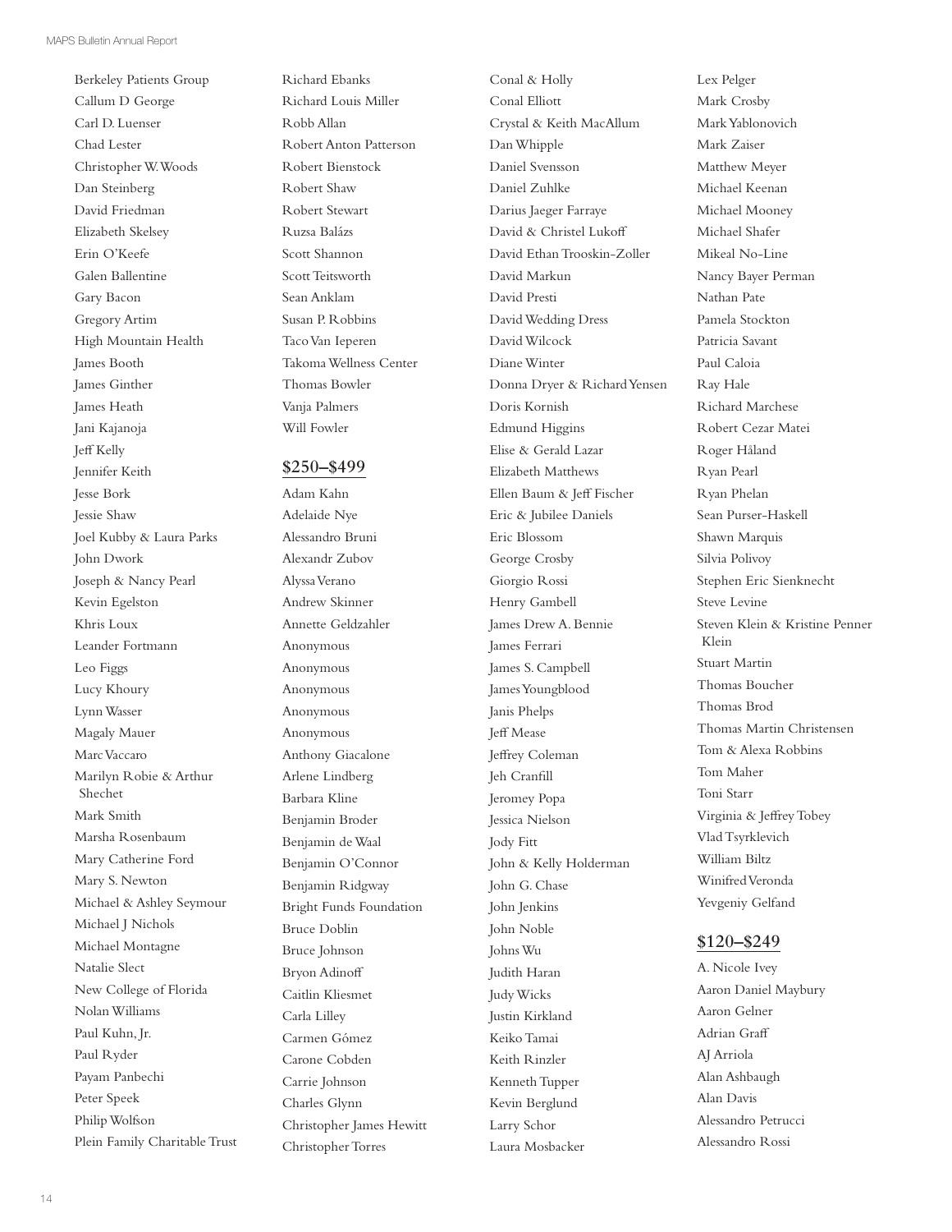Berkeley Patients Group
Callum D George
Carl D. Luenser
Chad Lester
Christopher W. Woods
Dan Steinberg
David Friedman
Elizabeth Skelsey
Erin O'Keefe
Galen Ballentine
Gary Bacon
Gregory Artim
High Mountain Health
James Booth
James Ginther
James Heath
Jani Kajanoja
Jeff Kelly
Jennifer Keith
Jesse Bork
Jessie Shaw
Joel Kubby & Laura Parks
John Dwork
Joseph & Nancy Pearl
Kevin Egelston
Khris Loux
Leander Fortmann
Leo Figgs
Lucy Khoury
Lynn Wasser
Magaly Mauer
Marc Vaccaro
Marilyn Robie & Arthur Shechet
Mark Smith
Marsha Rosenbaum
Mary Catherine Ford
Mary S. Newton
Michael & Ashley Seymour
Michael J Nichols
Michael Montagne
Natalie Slect
New College of Florida
Nolan Williams
Paul Kuhn, Jr.
Paul Ryder
Payam Panbechi
Peter Speek
Philip Wolfson
Plein Family Charitable Trust
Richard Ebanks
Richard Louis Miller
Robb Allan
Robert Anton Patterson
Robert Bienstock
Robert Shaw
Robert Stewart
Ruzsa Balázs
Scott Shannon
Scott Teitsworth
Sean Anklam
Susan P. Robbins
Taco Van Ieperen
Takoma Wellness Center
Thomas Bowler
Vanja Palmers
Will Fowler

## $250–$499

Adam Kahn
Adelaide Nye
Alessandro Bruni
Alexandr Zubov
Alyssa Verano
Andrew Skinner
Annette Geldzahler
Anonymous
Anonymous
Anonymous
Anonymous
Anonymous
Anthony Giacalone
Arlene Lindberg
Barbara Kline
Benjamin Broder
Benjamin de Waal
Benjamin O'Connor
Benjamin Ridgway
Bright Funds Foundation
Bruce Doblin
Bruce Johnson
Bryon Adinoff
Caitlin Kliesmet
Carla Lilley
Carmen Gómez
Carone Cobden
Carrie Johnson
Charles Glynn
Christopher James Hewitt
Christopher Torres
Conal & Holly
Conal Elliott
Crystal & Keith MacAllum
Dan Whipple
Daniel Svensson
Daniel Zuhlke
Darius Jaeger Farraye
David & Christel Lukoff
David Ethan Trooskin-Zoller
David Markun
David Presti
David Wedding Dress
David Wilcock
Diane Winter
Donna Dryer & Richard Yensen
Doris Kornish
Edmund Higgins
Elise & Gerald Lazar
Elizabeth Matthews
Ellen Baum & Jeff Fischer
Eric & Jubilee Daniels
Eric Blossom
George Crosby
Giorgio Rossi
Henry Gambell
James Drew A. Bennie
James Ferrari
James S. Campbell
James Youngblood
Janis Phelps
Jeff Mease
Jeffrey Coleman
Jeh Cranfill
Jeromey Popa
Jessica Nielson
Jody Fitt
John & Kelly Holderman
John G. Chase
John Jenkins
John Noble
Johns Wu
Judith Haran
Judy Wicks
Justin Kirkland
Keiko Tamai
Keith Rinzler
Kenneth Tupper
Kevin Berglund
Larry Schor
Laura Mosbacker
Lex Pelger
Mark Crosby
Mark Yablonovich
Mark Zaiser
Matthew Meyer
Michael Keenan
Michael Mooney
Michael Shafer
Mikeal No-Line
Nancy Bayer Perman
Nathan Pate
Pamela Stockton
Patricia Savant
Paul Caloia
Ray Hale
Richard Marchese
Robert Cezar Matei
Roger Håland
Ryan Pearl
Ryan Phelan
Sean Purser-Haskell
Shawn Marquis
Silvia Polivoy
Stephen Eric Sienknecht
Steve Levine
Steven Klein & Kristine Penner Klein
Stuart Martin
Thomas Boucher
Thomas Brod
Thomas Martin Christensen
Tom & Alexa Robbins
Tom Maher
Toni Starr
Virginia & Jeffrey Tobey
Vlad Tsyrklevich
William Biltz
Winifred Veronda
Yevgeniy Gelfand

## $120–$249

A. Nicole Ivey
Aaron Daniel Maybury
Aaron Gelner
Adrian Graff
AJ Arriola
Alan Ashbaugh
Alan Davis
Alessandro Petrucci
Alessandro Rossi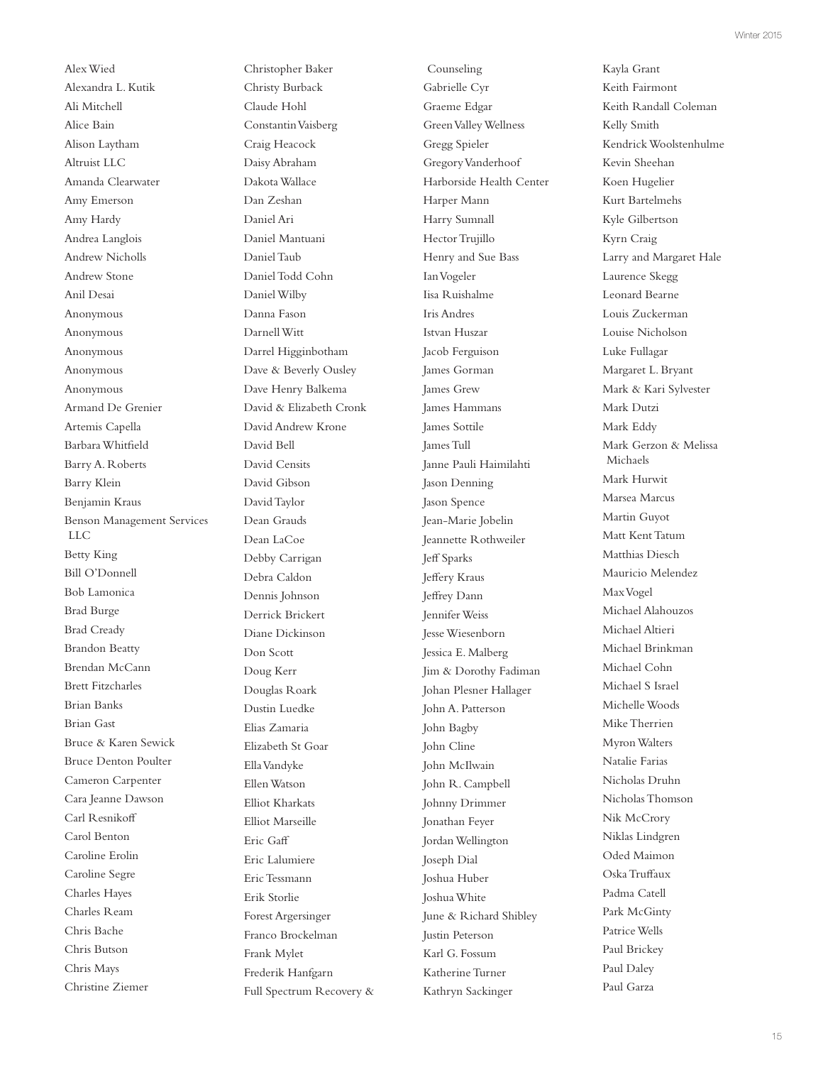Alex Wied
Alexandra L. Kutik
Ali Mitchell
Alice Bain
Alison Laytham
Altruist LLC
Amanda Clearwater
Amy Emerson
Amy Hardy
Andrea Langlois
Andrew Nicholls
Andrew Stone
Anil Desai
Anonymous
Anonymous
Anonymous
Anonymous
Anonymous
Armand De Grenier
Artemis Capella
Barbara Whitfield
Barry A. Roberts
Barry Klein
Benjamin Kraus
Benson Management Services LLC
Betty King
Bill O'Donnell
Bob Lamonica
Brad Burge
Brad Cready
Brandon Beatty
Brendan McCann
Brett Fitzcharles
Brian Banks
Brian Gast
Bruce & Karen Sewick
Bruce Denton Poulter
Cameron Carpenter
Cara Jeanne Dawson
Carl Resnikoff
Carol Benton
Caroline Erolin
Caroline Segre
Charles Hayes
Charles Ream
Chris Bache
Chris Butson
Chris Mays
Christine Ziemer
Christopher Baker
Christy Burback
Claude Hohl
Constantin Vaisberg
Craig Heacock
Daisy Abraham
Dakota Wallace
Dan Zeshan
Daniel Ari
Daniel Mantuani
Daniel Taub
Daniel Todd Cohn
Daniel Wilby
Danna Fason
Darnell Witt
Darrel Higginbotham
Dave & Beverly Ousley
Dave Henry Balkema
David & Elizabeth Cronk
David Andrew Krone
David Bell
David Censits
David Gibson
David Taylor
Dean Grauds
Dean LaCoe
Debby Carrigan
Debra Caldon
Dennis Johnson
Derrick Brickert
Diane Dickinson
Don Scott
Doug Kerr
Douglas Roark
Dustin Luedke
Elias Zamaria
Elizabeth St Goar
Ella Vandyke
Ellen Watson
Elliot Kharkats
Elliot Marseille
Eric Gaff
Eric Lalumiere
Eric Tessmann
Erik Storlie
Forest Argersinger
Franco Brockelman
Frank Mylet
Frederik Hanfgarn
Full Spectrum Recovery & Counseling
Gabrielle Cyr
Graeme Edgar
Green Valley Wellness
Gregg Spieler
Gregory Vanderhoof
Harborside Health Center
Harper Mann
Harry Sumnall
Hector Trujillo
Henry and Sue Bass
Ian Vogeler
Iisa Ruishalme
Iris Andres
Istvan Huszar
Jacob Ferguison
James Gorman
James Grew
James Hammans
James Sottile
James Tull
Janne Pauli Haimilahti
Jason Denning
Jason Spence
Jean-Marie Jobelin
Jeannette Rothweiler
Jeff Sparks
Jeffery Kraus
Jeffrey Dann
Jennifer Weiss
Jesse Wiesenborn
Jessica E. Malberg
Jim & Dorothy Fadiman
Johan Plesner Hallager
John A. Patterson
John Bagby
John Cline
John McIlwain
John R. Campbell
Johnny Drimmer
Jonathan Feyer
Jordan Wellington
Joseph Dial
Joshua Huber
Joshua White
June & Richard Shibley
Justin Peterson
Karl G. Fossum
Katherine Turner
Kathryn Sackinger
Kayla Grant
Keith Fairmont
Keith Randall Coleman
Kelly Smith
Kendrick Woolstenhulme
Kevin Sheehan
Koen Hugelier
Kurt Bartelmehs
Kyle Gilbertson
Kyrn Craig
Larry and Margaret Hale
Laurence Skegg
Leonard Bearne
Louis Zuckerman
Louise Nicholson
Luke Fullagar
Margaret L. Bryant
Mark & Kari Sylvester
Mark Dutzi
Mark Eddy
Mark Gerzon & Melissa Michaels
Mark Hurwit
Marsea Marcus
Martin Guyot
Matt Kent Tatum
Matthias Diesch
Mauricio Melendez
Max Vogel
Michael Alahouzos
Michael Altieri
Michael Brinkman
Michael Cohn
Michael S Israel
Michelle Woods
Mike Therrien
Myron Walters
Natalie Farias
Nicholas Druhn
Nicholas Thomson
Nik McCrory
Niklas Lindgren
Oded Maimon
Oska Truffaux
Padma Catell
Park McGinty
Patrice Wells
Paul Brickey
Paul Daley
Paul Garza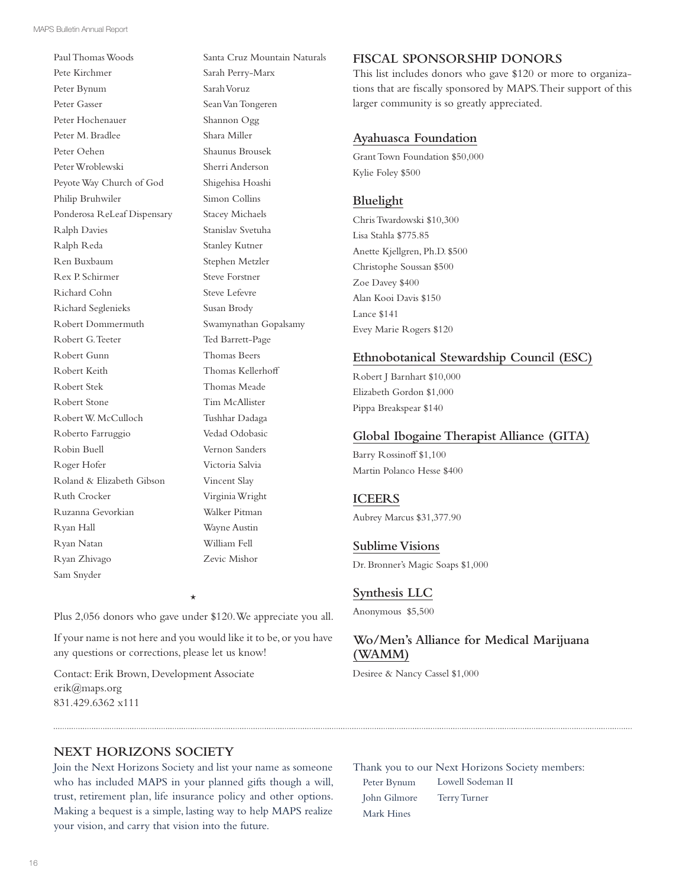Paul Thomas Woods
Pete Kirchmer
Peter Bynum
Peter Gasser
Peter Hochenauer
Peter M. Bradlee
Peter Oehen
Peter Wroblewski
Peyote Way Church of God
Philip Bruhwiler
Ponderosa ReLeaf Dispensary
Ralph Davies
Ralph Reda
Ren Buxbaum
Rex P. Schirmer
Richard Cohn
Richard Seglenieks
Robert Dommermuth
Robert G. Teeter
Robert Gunn
Robert Keith
Robert Stek
Robert Stone
Robert W. McCulloch
Roberto Farruggio
Robin Buell
Roger Hofer
Roland & Elizabeth Gibson
Ruth Crocker
Ruzanna Gevorkian
Ryan Hall
Ryan Natan
Ryan Zhivago
Sam Snyder
Santa Cruz Mountain Naturals
Sarah Perry-Marx
Sarah Voruz
Sean Van Tongeren
Shannon Ogg
Shara Miller
Shaunus Brousek
Sherri Anderson
Shigehisa Hoashi
Simon Collins
Stacey Michaels
Stanislav Svetuha
Stanley Kutner
Stephen Metzler
Steve Forstner
Steve Lefevre
Susan Brody
Swamynathan Gopalsamy
Ted Barrett-Page
Thomas Beers
Thomas Kellerhoff
Thomas Meade
Tim McAllister
Tushhar Dadaga
Vedad Odobasic
Vernon Sanders
Victoria Salvia
Vincent Slay
Virginia Wright
Walker Pitman
Wayne Austin
William Fell
Zevic Mishor

*

Plus 2,056 donors who gave under $120. We appreciate you all.

If your name is not here and you would like it to be, or you have any questions or corrections, please let us know!

Contact: Erik Brown, Development Associate
erik@maps.org
831.429.6362 x111

## FISCAL SPONSORSHIP DONORS

This list includes donors who gave $120 or more to organizations that are fiscally sponsored by MAPS. Their support of this larger community is so greatly appreciated.

### Ayahuasca Foundation

Grant Town Foundation $50,000
Kylie Foley $500

### Bluelight

Chris Twardowski $10,300
Lisa Stahla $775.85
Anette Kjellgren, Ph.D. $500
Christophe Soussan $500
Zoe Davey $400
Alan Kooi Davis $150
Lance $141
Evey Marie Rogers $120

### Ethnobotanical Stewardship Council (ESC)

Robert J Barnhart $10,000
Elizabeth Gordon $1,000
Pippa Breakspear $140

### Global Ibogaine Therapist Alliance (GITA)

Barry Rossinoff $1,100
Martin Polanco Hesse $400

### ICEERS

Aubrey Marcus $31,377.90

### Sublime Visions

Dr. Bronner's Magic Soaps $1,000

### Synthesis LLC

Anonymous $5,500

### Wo/Men's Alliance for Medical Marijuana (WAMM)

Desiree & Nancy Cassel $1,000

## NEXT HORIZONS SOCIETY

Join the Next Horizons Society and list your name as someone who has included MAPS in your planned gifts though a will, trust, retirement plan, life insurance policy and other options. Making a bequest is a simple, lasting way to help MAPS realize your vision, and carry that vision into the future.

Thank you to our Next Horizons Society members:

Peter Bynum
John Gilmore
Mark Hines
Lowell Sodeman II
Terry Turner